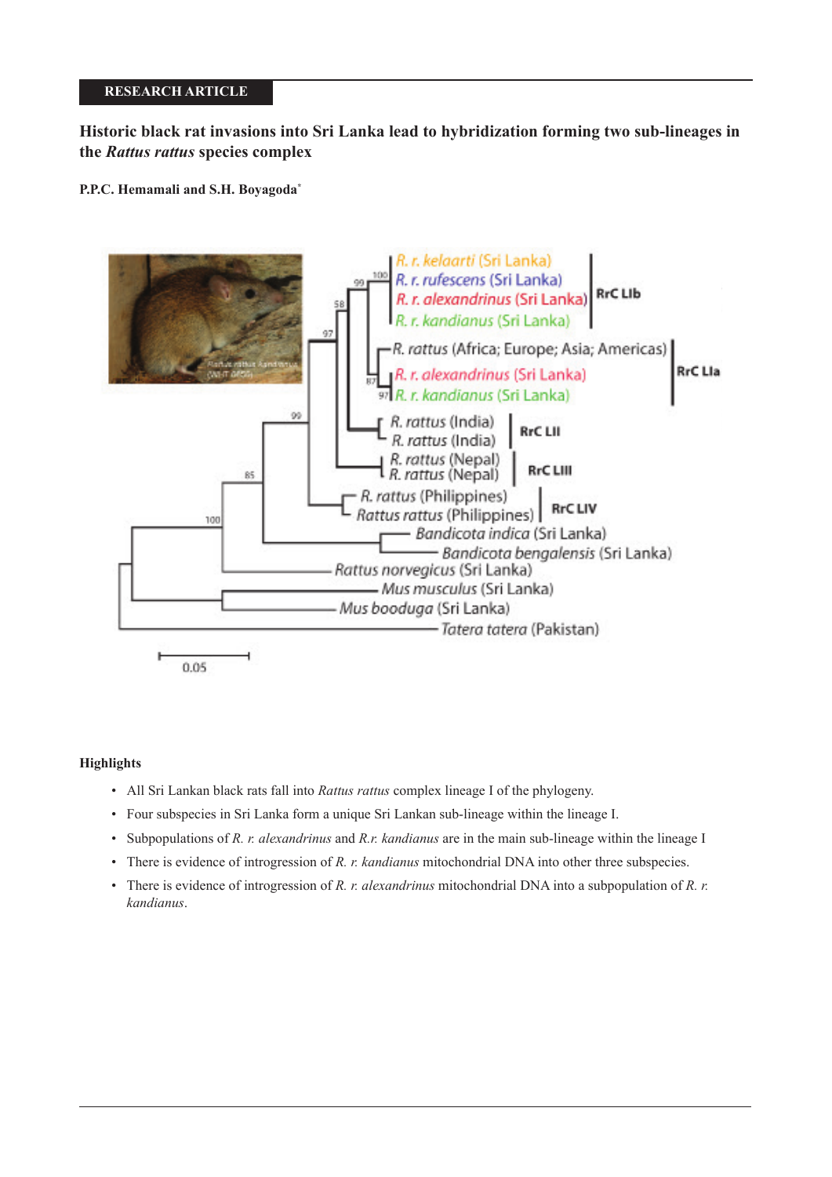RESEARCH ARTICLE

# Historic black rat invasions into Sri Lanka lead to hybridization forming two sub-lineages in the *Rattus rattus* species complex

**P.P.C. Hemamali and S.H. Boyagoda***

### Highlights

- All Sri Lankan black rats fall into *Rattus rattus* complex lineage I of the phylogeny.
- Four subspecies in Sri Lanka form a unique Sri Lankan sub-lineage within the lineage I.
- Subpopulations of *R. r. alexandrinus* and *R.r. kandianus* are in the main sub-lineage within the lineage I
- There is evidence of introgression of *R. r. kandianus* mitochondrial DNA into other three subspecies.
- There is evidence of introgression of *R. r. alexandrinus* mitochondrial DNA into a subpopulation of *R. r. kandianus*.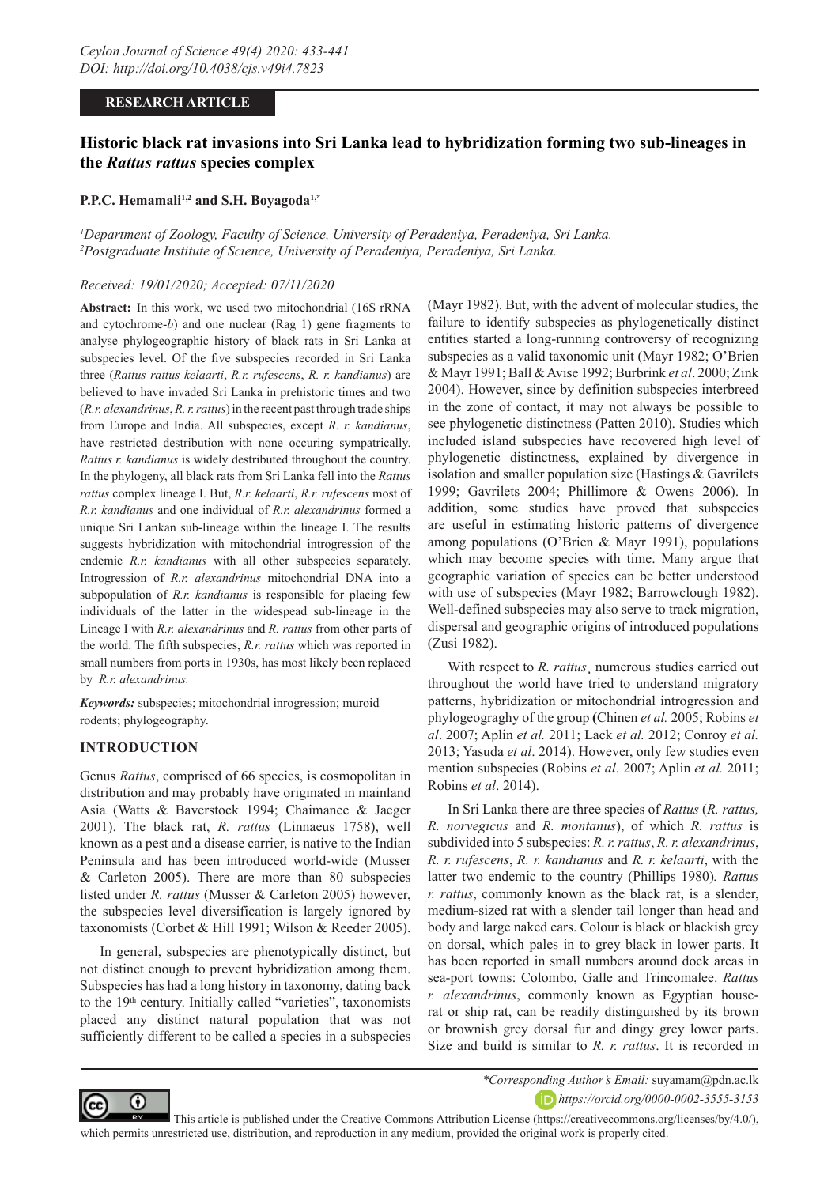**RESEARCH ARTICLE**

# Historic black rat invasions into Sri Lanka lead to hybridization forming two sub-lineages in the *Rattus rattus* species complex

**P.P.C. Hemamali[1,2] and S.H. Boyagoda[1,*]**

*[1]Department of Zoology, Faculty of Science, University of Peradeniya, Peradeniya, Sri Lanka.*
*[2]Postgraduate Institute of Science, University of Peradeniya, Peradeniya, Sri Lanka.*

*Received: 19/01/2020; Accepted: 07/11/2020*

**Abstract:** In this work, we used two mitochondrial (16S rRNA and cytochrome-*b*) and one nuclear (Rag 1) gene fragments to analyse phylogeographic history of black rats in Sri Lanka at subspecies level. Of the five subspecies recorded in Sri Lanka three (*Rattus rattus kelaarti*, *R.r. rufescens*, *R. r. kandianus*) are believed to have invaded Sri Lanka in prehistoric times and two (*R.r. alexandrinus*, *R. r. rattus*) in the recent past through trade ships from Europe and India. All subspecies, except *R. r. kandianus*, have restricted destribution with none occuring sympatrically. *Rattus r. kandianus* is widely distributed throughout the country. In the phylogeny, all black rats from Sri Lanka fell into the *Rattus rattus* complex lineage I. But, *R.r. kelaarti*, *R.r. rufescens* most of *R.r. kandianus* and one individual of *R.r. alexandrinus* formed a unique Sri Lankan sub-lineage within the lineage I. The results suggests hybridization with mitochondrial introgression of the endemic *R.r. kandianus* with all other subspecies separately. Introgression of *R.r. alexandrinus* mitochondrial DNA into a subpopulation of *R.r. kandianus* is responsible for placing few individuals of the latter in the widespead sub-lineage in the Lineage I with *R.r. alexandrinus* and *R. rattus* from other parts of the world. The fifth subspecies, *R.r. rattus* which was reported in small numbers from ports in 1930s, has most likely been replaced by *R.r. alexandrinus.*

***Keywords:*** subspecies; mitochondrial inrogression; muroid rodents; phylogeography.

## INTRODUCTION

Genus *Rattus*, comprised of 66 species, is cosmopolitan in distribution and may probably have originated in mainland Asia (Watts & Baverstock 1994; Chaimanee & Jaeger 2001). The black rat, *R. rattus* (Linnaeus 1758), well known as a pest and a disease carrier, is native to the Indian Peninsula and has been introduced world-wide (Musser & Carleton 2005). There are more than 80 subspecies listed under *R. rattus* (Musser & Carleton 2005) however, the subspecies level diversification is largely ignored by taxonomists (Corbet & Hill 1991; Wilson & Reeder 2005).

In general, subspecies are phenotypically distinct, but not distinct enough to prevent hybridization among them. Subspecies has had a long history in taxonomy, dating back to the 19th century. Initially called "varieties", taxonomists placed any distinct natural population that was not sufficiently different to be called a species in a subspecies (Mayr 1982). But, with the advent of molecular studies, the failure to identify subspecies as phylogenetically distinct entities started a long-running controversy of recognizing subspecies as a valid taxonomic unit (Mayr 1982; O'Brien & Mayr 1991; Ball & Avise 1992; Burbrink *et al*. 2000; Zink 2004). However, since by definition subspecies interbreed in the zone of contact, it may not always be possible to see phylogenetic distinctness (Patten 2010). Studies which included island subspecies have recovered high level of phylogenetic distinctness, explained by divergence in isolation and smaller population size (Hastings & Gavrilets 1999; Gavrilets 2004; Phillimore & Owens 2006). In addition, some studies have proved that subspecies are useful in estimating historic patterns of divergence among populations (O'Brien & Mayr 1991), populations which may become species with time. Many argue that geographic variation of species can be better understood with use of subspecies (Mayr 1982; Barrowclough 1982). Well-defined subspecies may also serve to track migration, dispersal and geographic origins of introduced populations (Zusi 1982).

With respect to *R. rattus*¸ numerous studies carried out throughout the world have tried to understand migratory patterns, hybridization or mitochondrial introgression and phylogeograghy of the group (Chinen *et al.* 2005; Robins *et al*. 2007; Aplin *et al.* 2011; Lack *et al.* 2012; Conroy *et al.* 2013; Yasuda *et al*. 2014). However, only few studies even mention subspecies (Robins *et al*. 2007; Aplin *et al.* 2011; Robins *et al*. 2014).

In Sri Lanka there are three species of *Rattus* (*R. rattus, R. norvegicus* and *R. montanus*), of which *R. rattus* is subdivided into 5 subspecies: *R. r. rattus*, *R. r. alexandrinus*, *R. r. rufescens*, *R. r. kandianus* and *R. r. kelaarti*, with the latter two endemic to the country (Phillips 1980)*. Rattus r. rattus*, commonly known as the black rat, is a slender, medium-sized rat with a slender tail longer than head and body and large naked ears. Colour is black or blackish grey on dorsal, which pales in to grey black in lower parts. It has been reported in small numbers around dock areas in sea-port towns: Colombo, Galle and Trincomalee. *Rattus r. alexandrinus*, commonly known as Egyptian house-rat or ship rat, can be readily distinguished by its brown or brownish grey dorsal fur and dingy grey lower parts. Size and build is similar to *R. r. rattus*. It is recorded in

*\*Corresponding Author's Email:* suyamam@pdn.ac.lk
*https://orcid.org/0000-0002-3555-3153*

This article is published under the Creative Commons Attribution License (https://creativecommons.org/licenses/by/4.0/), which permits unrestricted use, distribution, and reproduction in any medium, provided the original work is properly cited.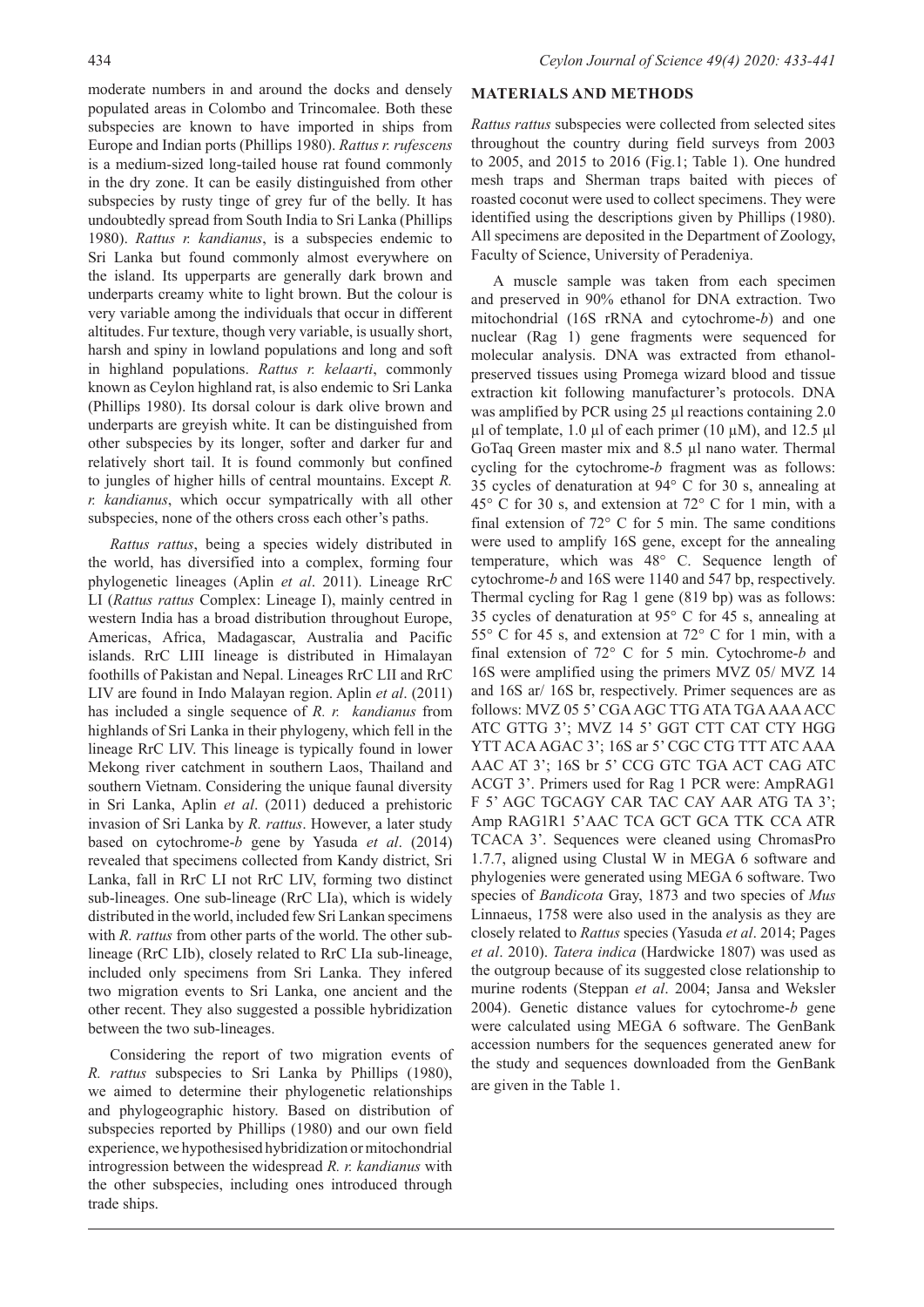moderate numbers in and around the docks and densely populated areas in Colombo and Trincomalee. Both these subspecies are known to have imported in ships from Europe and Indian ports (Phillips 1980). *Rattus r. rufescens* is a medium-sized long-tailed house rat found commonly in the dry zone. It can be easily distinguished from other subspecies by rusty tinge of grey fur of the belly. It has undoubtedly spread from South India to Sri Lanka (Phillips 1980). *Rattus r. kandianus*, is a subspecies endemic to Sri Lanka but found commonly almost everywhere on the island. Its upperparts are generally dark brown and underparts creamy white to light brown. But the colour is very variable among the individuals that occur in different altitudes. Fur texture, though very variable, is usually short, harsh and spiny in lowland populations and long and soft in highland populations. *Rattus r. kelaarti*, commonly known as Ceylon highland rat, is also endemic to Sri Lanka (Phillips 1980). Its dorsal colour is dark olive brown and underparts are greyish white. It can be distinguished from other subspecies by its longer, softer and darker fur and relatively short tail. It is found commonly but confined to jungles of higher hills of central mountains. Except *R. r. kandianus*, which occur sympatrically with all other subspecies, none of the others cross each other's paths.

*Rattus rattus*, being a species widely distributed in the world, has diversified into a complex, forming four phylogenetic lineages (Aplin *et al*. 2011). Lineage RrC LI (*Rattus rattus* Complex: Lineage I), mainly centred in western India has a broad distribution throughout Europe, Americas, Africa, Madagascar, Australia and Pacific islands. RrC LIII lineage is distributed in Himalayan foothills of Pakistan and Nepal. Lineages RrC LII and RrC LIV are found in Indo Malayan region. Aplin *et al*. (2011) has included a single sequence of *R. r. kandianus* from highlands of Sri Lanka in their phylogeny, which fell in the lineage RrC LIV. This lineage is typically found in lower Mekong river catchment in southern Laos, Thailand and southern Vietnam. Considering the unique faunal diversity in Sri Lanka, Aplin *et al*. (2011) deduced a prehistoric invasion of Sri Lanka by *R. rattus*. However, a later study based on cytochrome-*b* gene by Yasuda *et al*. (2014) revealed that specimens collected from Kandy district, Sri Lanka, fall in RrC LI not RrC LIV, forming two distinct sub-lineages. One sub-lineage (RrC LIa), which is widely distributed in the world, included few Sri Lankan specimens with *R. rattus* from other parts of the world. The other sub-lineage (RrC LIb), closely related to RrC LIa sub-lineage, included only specimens from Sri Lanka. They infered two migration events to Sri Lanka, one ancient and the other recent. They also suggested a possible hybridization between the two sub-lineages.

Considering the report of two migration events of *R. rattus* subspecies to Sri Lanka by Phillips (1980), we aimed to determine their phylogenetic relationships and phylogeographic history. Based on distribution of subspecies reported by Phillips (1980) and our own field experience, we hypothesised hybridization or mitochondrial introgression between the widespread *R. r. kandianus* with the other subspecies, including ones introduced through trade ships.

## MATERIALS AND METHODS

*Rattus rattus* subspecies were collected from selected sites throughout the country during field surveys from 2003 to 2005, and 2015 to 2016 (Fig.1; Table 1). One hundred mesh traps and Sherman traps baited with pieces of roasted coconut were used to collect specimens. They were identified using the descriptions given by Phillips (1980). All specimens are deposited in the Department of Zoology, Faculty of Science, University of Peradeniya.

A muscle sample was taken from each specimen and preserved in 90% ethanol for DNA extraction. Two mitochondrial (16S rRNA and cytochrome-*b*) and one nuclear (Rag 1) gene fragments were sequenced for molecular analysis. DNA was extracted from ethanol-preserved tissues using Promega wizard blood and tissue extraction kit following manufacturer's protocols. DNA was amplified by PCR using 25 µl reactions containing 2.0 µl of template, 1.0 µl of each primer (10 µM), and 12.5 µl GoTaq Green master mix and 8.5 µl nano water. Thermal cycling for the cytochrome-*b* fragment was as follows: 35 cycles of denaturation at 94° C for 30 s, annealing at 45° C for 30 s, and extension at 72° C for 1 min, with a final extension of 72° C for 5 min. The same conditions were used to amplify 16S gene, except for the annealing temperature, which was 48° C. Sequence length of cytochrome-*b* and 16S were 1140 and 547 bp, respectively. Thermal cycling for Rag 1 gene (819 bp) was as follows: 35 cycles of denaturation at 95° C for 45 s, annealing at 55° C for 45 s, and extension at 72° C for 1 min, with a final extension of 72° C for 5 min. Cytochrome-*b* and 16S were amplified using the primers MVZ 05/ MVZ 14 and 16S ar/ 16S br, respectively. Primer sequences are as follows: MVZ 05 5' CGA AGC TTG ATA TGA AAA ACC ATC GTTG 3'; MVZ 14 5' GGT CTT CAT CTY HGG YTT ACA AGAC 3'; 16S ar 5' CGC CTG TTT ATC AAA AAC AT 3'; 16S br 5' CCG GTC TGA ACT CAG ATC ACGT 3'. Primers used for Rag 1 PCR were: AmpRAG1 F 5' AGC TGCAGY CAR TAC CAY AAR ATG TA 3'; Amp RAG1R1 5'AAC TCA GCT GCA TTK CCA ATR TCACA 3'. Sequences were cleaned using ChromasPro 1.7.7, aligned using Clustal W in MEGA 6 software and phylogenies were generated using MEGA 6 software. Two species of *Bandicota* Gray, 1873 and two species of *Mus* Linnaeus, 1758 were also used in the analysis as they are closely related to *Rattus* species (Yasuda *et al*. 2014; Pages *et al*. 2010). *Tatera indica* (Hardwicke 1807) was used as the outgroup because of its suggested close relationship to murine rodents (Steppan *et al*. 2004; Jansa and Weksler 2004). Genetic distance values for cytochrome-*b* gene were calculated using MEGA 6 software. The GenBank accession numbers for the sequences generated anew for the study and sequences downloaded from the GenBank are given in the Table 1.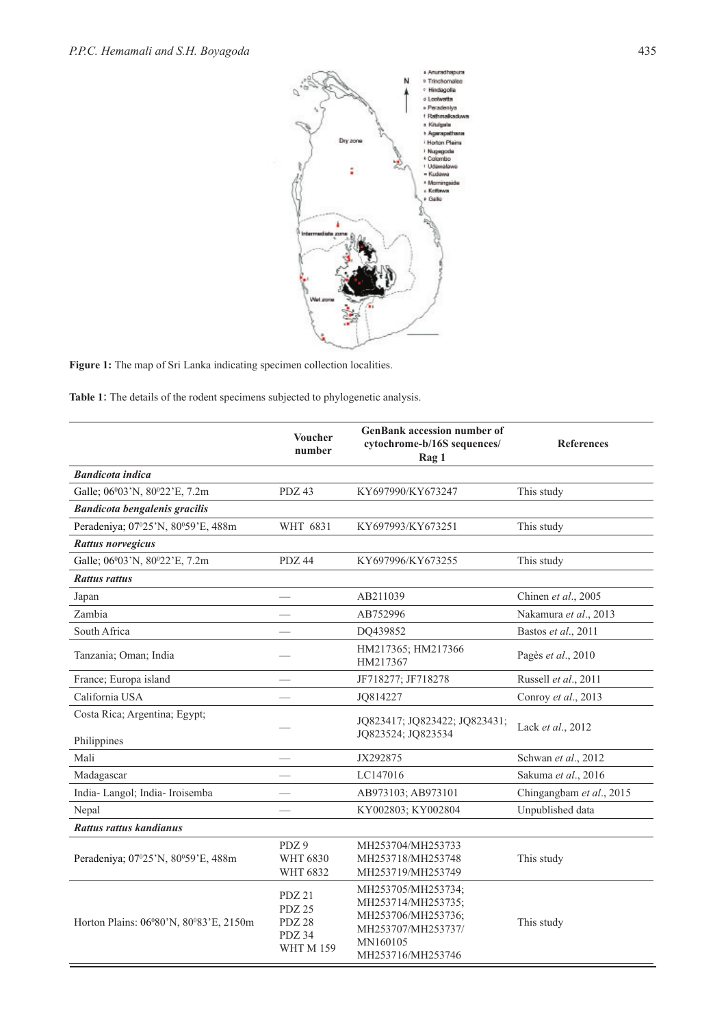**Figure 1:** The map of Sri Lanka indicating specimen collection localities.

**Table 1:** The details of the rodent specimens subjected to phylogenetic analysis.

| | Voucher number | GenBank accession number of cytochrome-b/16S sequences/ Rag 1 | References |
|---|---|---|---|
| ***Bandicota indica*** | | | |
| Galle; 06°03'N, 80°22'E, 7.2m | PDZ 43 | KY697990/KY673247 | This study |
| ***Bandicota bengalenis gracilis*** | | | |
| Peradeniya; 07°25'N, 80°59'E, 488m | WHT 6831 | KY697993/KY673251 | This study |
| ***Rattus norvegicus*** | | | |
| Galle; 06°03'N, 80°22'E, 7.2m | PDZ 44 | KY697996/KY673255 | This study |
| ***Rattus rattus*** | | | |
| Japan | — | AB211039 | Chinen *et al*., 2005 |
| Zambia | — | AB752996 | Nakamura *et al*., 2013 |
| South Africa | — | DQ439852 | Bastos *et al*., 2011 |
| Tanzania; Oman; India | — | HM217365; HM217366 HM217367 | Pagès *et al*., 2010 |
| France; Europa island | — | JF718277; JF718278 | Russell *et al*., 2011 |
| California USA | — | JQ814227 | Conroy *et al*., 2013 |
| Costa Rica; Argentina; Egypt; Philippines | — | JQ823417; JQ823422; JQ823431; JQ823524; JQ823534 | Lack *et al*., 2012 |
| Mali | — | JX292875 | Schwan *et al*., 2012 |
| Madagascar | — | LC147016 | Sakuma *et al*., 2016 |
| India- Langol; India- Iroisemba | — | AB973103; AB973101 | Chingangbam *et al*., 2015 |
| Nepal | — | KY002803; KY002804 | Unpublished data |
| ***Rattus rattus kandianus*** | | | |
| Peradeniya; 07°25'N, 80°59'E, 488m | PDZ 9<br>WHT 6830<br>WHT 6832 | MH253704/MH253733<br>MH253718/MH253748<br>MH253719/MH253749 | This study |
| Horton Plains: 06°80'N, 80°83'E, 2150m | PDZ 21<br>PDZ 25<br>PDZ 28<br>PDZ 34<br>WHT M 159 | MH253705/MH253734;<br>MH253714/MH253735;<br>MH253706/MH253736;<br>MH253707/MH253737/<br>MN160105<br>MH253716/MH253746 | This study |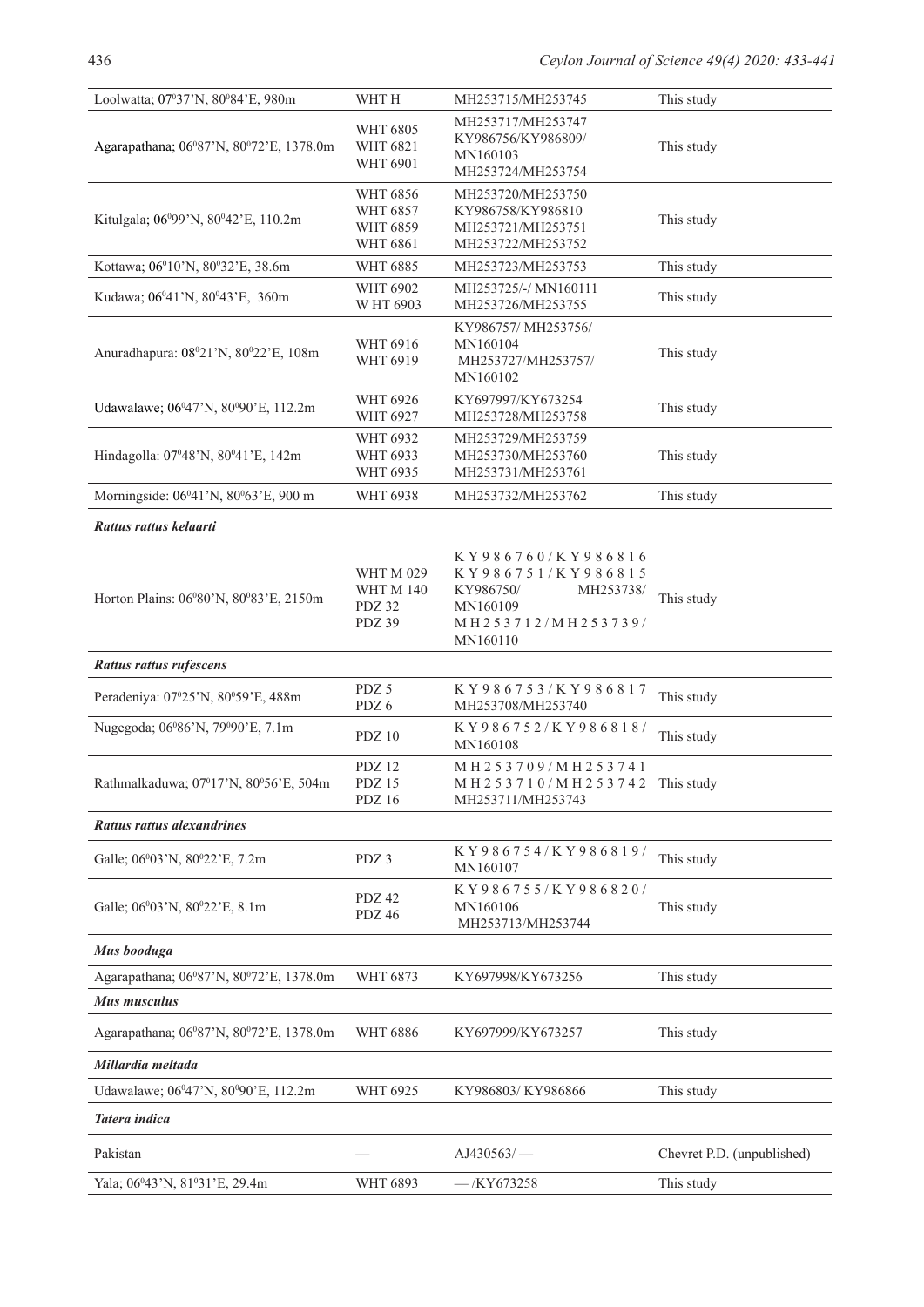| | | | |
|---|---|---|---|
| Loolwatta; 07⁰37'N, 80⁰84'E, 980m | WHT H | MH253715/MH253745 | This study |
| Agarapathana; 06⁰87'N, 80⁰72'E, 1378.0m | WHT 6805<br>WHT 6821<br>WHT 6901 | MH253717/MH253747<br>KY986756/KY986809/<br>MN160103<br>MH253724/MH253754 | This study |
| Kitulgala; 06⁰99'N, 80⁰42'E, 110.2m | WHT 6856<br>WHT 6857<br>WHT 6859<br>WHT 6861 | MH253720/MH253750<br>KY986758/KY986810<br>MH253721/MH253751<br>MH253722/MH253752 | This study |
| Kottawa; 06⁰10'N, 80⁰32'E, 38.6m | WHT 6885 | MH253723/MH253753 | This study |
| Kudawa; 06⁰41'N, 80⁰43'E, 360m | WHT 6902<br>W HT 6903 | MH253725/-/ MN160111<br>MH253726/MH253755 | This study |
| Anuradhapura: 08⁰21'N, 80⁰22'E, 108m | WHT 6916<br>WHT 6919 | KY986757/ MH253756/<br>MN160104<br>MH253727/MH253757/<br>MN160102 | This study |
| Udawalawe; 06⁰47'N, 80⁰90'E, 112.2m | WHT 6926<br>WHT 6927 | KY697997/KY673254<br>MH253728/MH253758 | This study |
| Hindagolla: 07⁰48'N, 80⁰41'E, 142m | WHT 6932<br>WHT 6933<br>WHT 6935 | MH253729/MH253759<br>MH253730/MH253760<br>MH253731/MH253761 | This study |
| Morningside: 06⁰41'N, 80⁰63'E, 900 m | WHT 6938 | MH253732/MH253762 | This study |
| ***Rattus rattus kelaarti*** | | | |
| Horton Plains: 06⁰80'N, 80⁰83'E, 2150m | WHT M 029<br>WHT M 140<br>PDZ 32<br>PDZ 39 | KY986760/KY986816<br>KY986751/KY986815<br>KY986750/ MH253738/<br>MN160109<br>MH253712/MH253739/<br>MN160110 | This study |
| ***Rattus rattus rufescens*** | | | |
| Peradeniya: 07⁰25'N, 80⁰59'E, 488m | PDZ 5<br>PDZ 6 | KY986753/KY986817<br>MH253708/MH253740 | This study |
| Nugegoda; 06⁰86'N, 79⁰90'E, 7.1m | PDZ 10 | KY986752/KY986818/<br>MN160108 | This study |
| Rathmalkaduwa; 07⁰17'N, 80⁰56'E, 504m | PDZ 12<br>PDZ 15<br>PDZ 16 | MH253709/MH253741<br>MH253710/MH253742<br>MH253711/MH253743 | This study |
| ***Rattus rattus alexandrines*** | | | |
| Galle; 06⁰03'N, 80⁰22'E, 7.2m | PDZ 3 | KY986754/KY986819/<br>MN160107 | This study |
| Galle; 06⁰03'N, 80⁰22'E, 8.1m | PDZ 42<br>PDZ 46 | KY986755/KY986820/<br>MN160106<br>MH253713/MH253744 | This study |
| ***Mus booduga*** | | | |
| Agarapathana; 06⁰87'N, 80⁰72'E, 1378.0m | WHT 6873 | KY697998/KY673256 | This study |
| ***Mus musculus*** | | | |
| Agarapathana; 06⁰87'N, 80⁰72'E, 1378.0m | WHT 6886 | KY697999/KY673257 | This study |
| ***Millardia meltada*** | | | |
| Udawalawe; 06⁰47'N, 80⁰90'E, 112.2m | WHT 6925 | KY986803/ KY986866 | This study |
| ***Tatera indica*** | | | |
| Pakistan | — | AJ430563/— | Chevret P.D. (unpublished) |
| Yala; 06⁰43'N, 81⁰31'E, 29.4m | WHT 6893 | —/KY673258 | This study |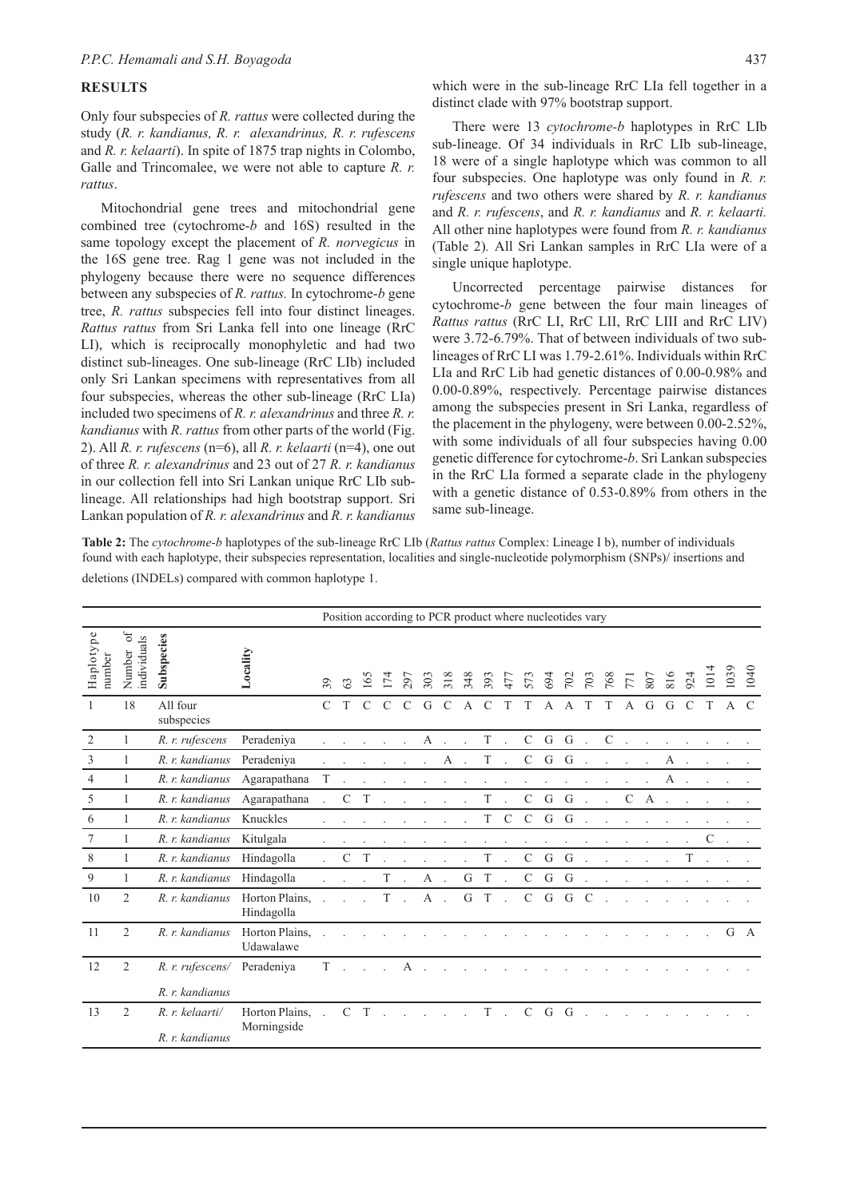## RESULTS

Only four subspecies of *R. rattus* were collected during the study (*R. r. kandianus, R. r. alexandrinus, R. r. rufescens* and *R. r. kelaarti*). In spite of 1875 trap nights in Colombo, Galle and Trincomalee, we were not able to capture *R. r. rattus*.

Mitochondrial gene trees and mitochondrial gene combined tree (cytochrome-*b* and 16S) resulted in the same topology except the placement of *R. norvegicus* in the 16S gene tree. Rag 1 gene was not included in the phylogeny because there were no sequence differences between any subspecies of *R. rattus.* In cytochrome-*b* gene tree, *R. rattus* subspecies fell into four distinct lineages. *Rattus rattus* from Sri Lanka fell into one lineage (RrC LI), which is reciprocally monophyletic and had two distinct sub-lineages. One sub-lineage (RrC LIb) included only Sri Lankan specimens with representatives from all four subspecies, whereas the other sub-lineage (RrC LIa) included two specimens of *R. r. alexandrinus* and three *R. r. kandianus* with *R. rattus* from other parts of the world (Fig. 2). All *R. r. rufescens* (n=6), all *R. r. kelaarti* (n=4), one out of three *R. r. alexandrinus* and 23 out of 27 *R. r. kandianus* in our collection fell into Sri Lankan unique RrC LIb sub-lineage. All relationships had high bootstrap support. Sri Lankan population of *R. r. alexandrinus* and *R. r. kandianus* which were in the sub-lineage RrC LIa fell together in a distinct clade with 97% bootstrap support.

There were 13 *cytochrome-b* haplotypes in RrC LIb sub-lineage. Of 34 individuals in RrC LIb sub-lineage, 18 were of a single haplotype which was common to all four subspecies. One haplotype was only found in *R. r. rufescens* and two others were shared by *R. r. kandianus* and *R. r. rufescens*, and *R. r. kandianus* and *R. r. kelaarti.* All other nine haplotypes were found from *R. r. kandianus* (Table 2)*.* All Sri Lankan samples in RrC LIa were of a single unique haplotype.

Uncorrected percentage pairwise distances for cytochrome-*b* gene between the four main lineages of *Rattus rattus* (RrC LI, RrC LII, RrC LIII and RrC LIV) were 3.72-6.79%. That of between individuals of two sub-lineages of RrC LI was 1.79-2.61%. Individuals within RrC LIa and RrC Lib had genetic distances of 0.00-0.98% and 0.00-0.89%, respectively. Percentage pairwise distances among the subspecies present in Sri Lanka, regardless of the placement in the phylogeny, were between 0.00-2.52%, with some individuals of all four subspecies having 0.00 genetic difference for cytochrome-*b*. Sri Lankan subspecies in the RrC LIa formed a separate clade in the phylogeny with a genetic distance of 0.53-0.89% from others in the same sub-lineage.

**Table 2:** The *cytochrome-b* haplotypes of the sub-lineage RrC LIb (*Rattus rattus* Complex: Lineage I b), number of individuals found with each haplotype, their subspecies representation, localities and single-nucleotide polymorphism (SNPs)/ insertions and deletions (INDELs) compared with common haplotype 1.

| | | | | Position according to PCR product where nucleotides vary | | | | | | | | | | | | | | | | | | | | | |
|---|---|---|---|---|---|---|---|---|---|---|---|---|---|---|---|---|---|---|---|---|---|---|---|---|---|
| Haplotype number | Number of individuals | Subspecies | Locality | 39 | 63 | 165 | 174 | 297 | 303 | 318 | 348 | 393 | 477 | 573 | 694 | 702 | 703 | 768 | 771 | 807 | 816 | 924 | 1014 | 1039 | 1040 |
| 1 | 18 | All four subspecies | | C | T | C | C | C | G | C | A | C | T | T | A | A | T | T | A | G | G | C | T | A | C |
| 2 | 1 | *R. r. rufescens* | Peradeniya | . | . | . | . | . | A | . | . | T | . | C | G | G | . | C | . | . | . | . | . | . | . |
| 3 | 1 | *R. r. kandianus* | Peradeniya | . | . | . | . | . | . | . | A | T | . | C | G | G | . | . | . | . | A | . | . | . | . |
| 4 | 1 | *R. r. kandianus* | Agarapathana | T | . | . | . | . | . | . | . | . | . | . | . | . | . | . | . | . | A | . | . | . | . |
| 5 | 1 | *R. r. kandianus* | Agarapathana | . | C | T | . | . | . | . | . | T | . | C | G | G | . | . | C | A | . | . | . | . | . |
| 6 | 1 | *R. r. kandianus* | Knuckles | . | . | . | . | . | . | . | . | T | C | C | G | G | . | . | . | . | . | . | . | . | . |
| 7 | 1 | *R. r. kandianus* | Kitulgala | . | . | . | . | . | . | . | . | . | . | . | . | . | . | . | . | . | . | . | C | . | . |
| 8 | 1 | *R. r. kandianus* | Hindagolla | . | C | T | . | . | . | . | . | T | . | C | G | G | . | . | . | . | . | T | . | . | . |
| 9 | 1 | *R. r. kandianus* | Hindagolla | . | . | . | T | . | A | . | G | T | . | C | G | G | . | . | . | . | . | . | . | . | . |
| 10 | 2 | *R. r. kandianus* | Horton Plains, Hindagolla | . | . | . | T | . | A | . | G | T | . | C | G | G | C | . | . | . | . | . | . | . | . |
| 11 | 2 | *R. r. kandianus* | Horton Plains, Udawalawe | . | . | . | . | . | . | . | . | . | . | . | . | . | . | . | . | . | . | . | . | G | A |
| 12 | 2 | *R. r. rufescens*/ *R. r. kandianus* | Peradeniya | T | . | . | . | A | . | . | . | . | . | . | . | . | . | . | . | . | . | . | . | . | . |
| 13 | 2 | *R. r. kelaarti*/ *R. r. kandianus* | Horton Plains, Morningside | . | C | T | . | . | . | . | . | T | . | C | G | G | . | . | . | . | . | . | . | . | . |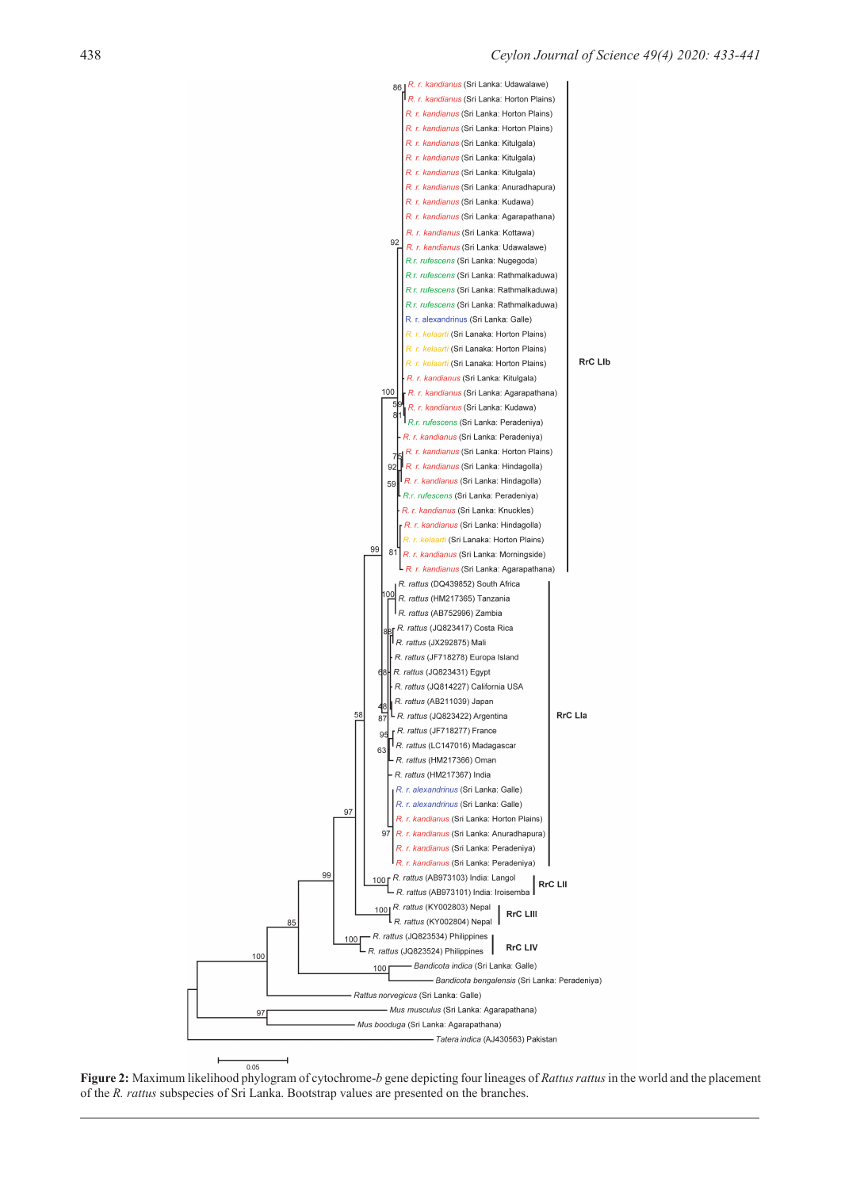**Figure 2:** Maximum likelihood phylogram of cytochrome-*b* gene depicting four lineages of *Rattus rattus* in the world and the placement of the *R. rattus* subspecies of Sri Lanka. Bootstrap values are presented on the branches.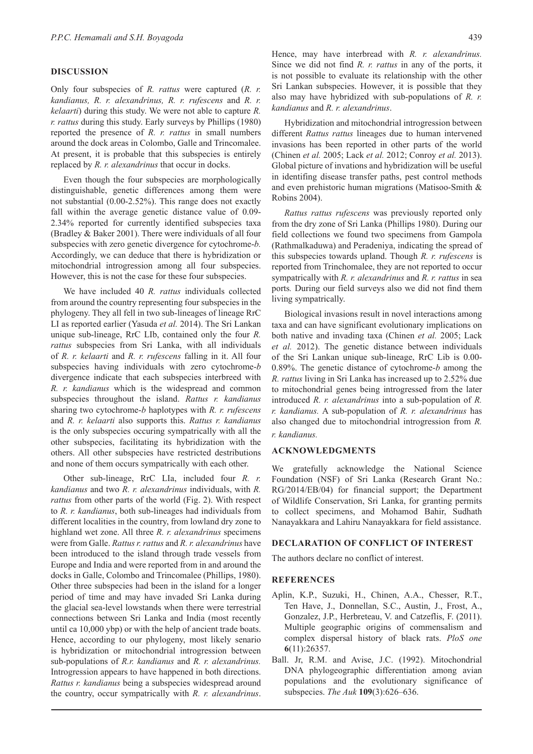## DISCUSSION

Only four subspecies of *R. rattus* were captured (*R. r. kandianus, R. r. alexandrinus, R. r. rufescens* and *R. r. kelaarti*) during this study. We were not able to capture *R. r. rattus* during this study. Early surveys by Phillips (1980) reported the presence of *R. r. rattus* in small numbers around the dock areas in Colombo, Galle and Trincomalee. At present, it is probable that this subspecies is entirely replaced by *R. r. alexandrinus* that occur in docks.

Even though the four subspecies are morphologically distinguishable, genetic differences among them were not substantial (0.00-2.52%). This range does not exactly fall within the average genetic distance value of 0.09-2.34% reported for currently identified subspecies taxa (Bradley & Baker 2001). There were individuals of all four subspecies with zero genetic divergence for cytochrome-*b.* Accordingly, we can deduce that there is hybridization or mitochondrial introgression among all four subspecies. However, this is not the case for these four subspecies.

We have included 40 *R. rattus* individuals collected from around the country representing four subspecies in the phylogeny. They all fell in two sub-lineages of lineage RrC LI as reported earlier (Yasuda *et al.* 2014). The Sri Lankan unique sub-lineage, RrC LIb, contained only the four *R. rattus* subspecies from Sri Lanka, with all individuals of *R. r. kelaarti* and *R. r. rufescens* falling in it. All four subspecies having individuals with zero cytochrome-*b* divergence indicate that each subspecies interbreed with *R. r. kandianus* which is the widespread and common subspecies throughout the island. *Rattus r. kandianus* sharing two cytochrome-*b* haplotypes with *R. r. rufescens* and *R. r. kelaarti* also supports this. *Rattus r. kandianus* is the only subspecies occuring sympatrically with all the other subspecies, facilitating its hybridization with the others. All other subspecies have restricted destributions and none of them occurs sympatrically with each other.

Other sub-lineage, RrC LIa, included four *R. r. kandianus* and two *R. r. alexandrinus* individuals, with *R. rattus* from other parts of the world (Fig. 2). With respect to *R. r. kandianus*, both sub-lineages had individuals from different localities in the country, from lowland dry zone to highland wet zone. All three *R. r. alexandrinus* specimens were from Galle. *Rattus r. rattus* and *R. r. alexandrinus* have been introduced to the island through trade vessels from Europe and India and were reported from in and around the docks in Galle, Colombo and Trincomalee (Phillips, 1980). Other three subspecies had been in the island for a longer period of time and may have invaded Sri Lanka during the glacial sea-level lowstands when there were terrestrial connections between Sri Lanka and India (most recently until ca 10,000 ybp) or with the help of ancient trade boats. Hence, according to our phylogeny, most likely senario is hybridization or mitochondrial introgression between sub-populations of *R.r. kandianus* and *R. r. alexandrinus.* Introgression appears to have happened in both directions. *Rattus r. kandianus* being a subspecies widespread around the country, occur sympatrically with *R. r. alexandrinus*. Hence, may have interbread with *R. r. alexandrinus.* Since we did not find *R. r. rattus* in any of the ports, it is not possible to evaluate its relationship with the other Sri Lankan subspecies. However, it is possible that they also may have hybridized with sub-populations of *R. r. kandianus* and *R. r. alexandrinus*.

Hybridization and mitochondrial introgression between different *Rattus rattus* lineages due to human intervened invasions has been reported in other parts of the world (Chinen *et al.* 2005; Lack *et al.* 2012; Conroy *et al.* 2013). Global picture of invations and hybridization will be useful in identifing disease transfer paths, pest control methods and even prehistoric human migrations (Matisoo-Smith & Robins 2004).

*Rattus rattus rufescens* was previously reported only from the dry zone of Sri Lanka (Phillips 1980). During our field collections we found two specimens from Gampola (Rathmalkaduwa) and Peradeniya, indicating the spread of this subspecies towards upland. Though *R. r. rufescens* is reported from Trinchomalee, they are not reported to occur sympatrically with *R. r. alexandrinus* and *R. r. rattus* in sea ports*.* During our field surveys also we did not find them living sympatrically.

Biological invasions result in novel interactions among taxa and can have significant evolutionary implications on both native and invading taxa (Chinen *et al.* 2005; Lack *et al.* 2012). The genetic distance between individuals of the Sri Lankan unique sub-lineage, RrC Lib is 0.00-0.89%. The genetic distance of cytochrome-*b* among the *R. rattus* living in Sri Lanka has increased up to 2.52% due to mitochondrial genes being introgressed from the later introduced *R. r. alexandrinus* into a sub-population of *R. r. kandianus*. A sub-population of *R. r. alexandrinus* has also changed due to mitochondrial introgression from *R. r. kandianus.*

## ACKNOWLEDGMENTS

We gratefully acknowledge the National Science Foundation (NSF) of Sri Lanka (Research Grant No.: RG/2014/EB/04) for financial support; the Department of Wildlife Conservation, Sri Lanka, for granting permits to collect specimens, and Mohamod Bahir, Sudhath Nanayakkara and Lahiru Nanayakkara for field assistance.

## DECLARATION OF CONFLICT OF INTEREST

The authors declare no conflict of interest.

## REFERENCES

Aplin, K.P., Suzuki, H., Chinen, A.A., Chesser, R.T., Ten Have, J., Donnellan, S.C., Austin, J., Frost, A., Gonzalez, J.P., Herbreteau, V. and Catzeflis, F. (2011). Multiple geographic origins of commensalism and complex dispersal history of black rats. *PloS one* **6**(11):26357.

Ball. Jr, R.M. and Avise, J.C. (1992). Mitochondrial DNA phylogeographic differentiation among avian populations and the evolutionary significance of subspecies. *The Auk* **109**(3):626–636.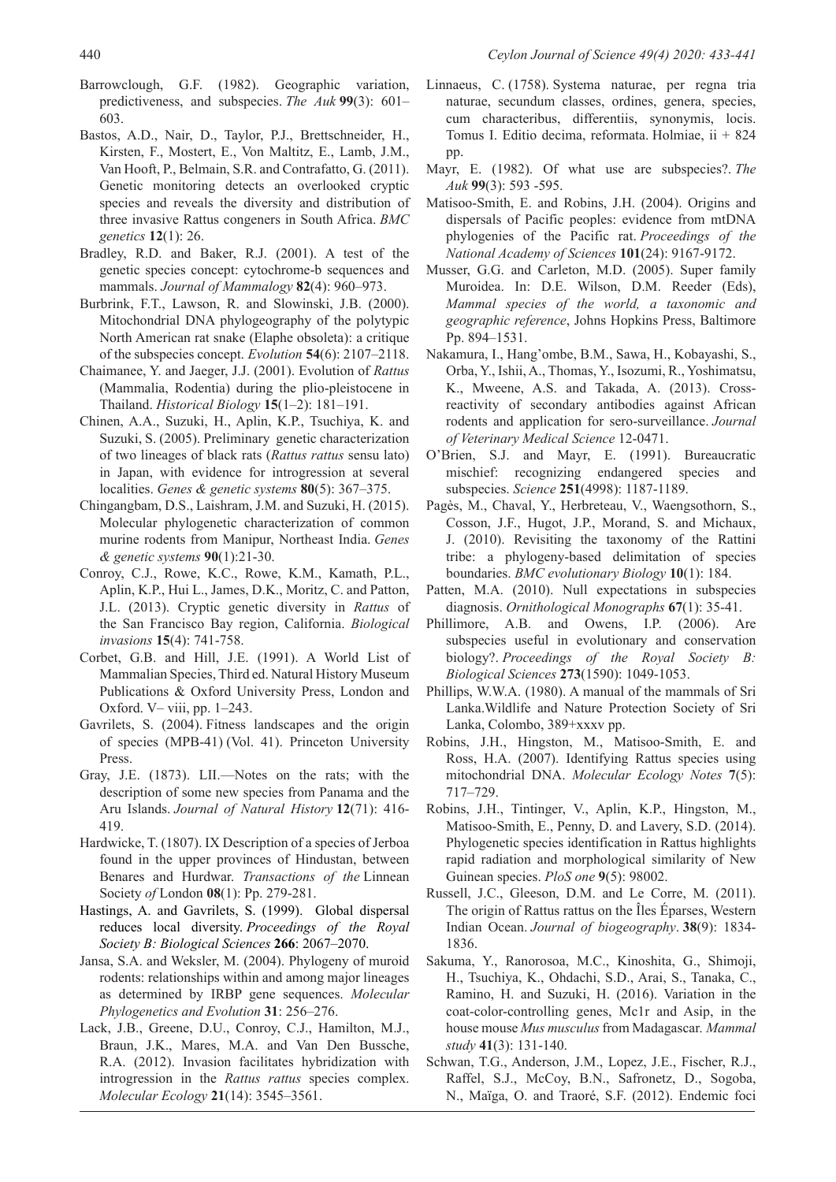Barrowclough, G.F. (1982). Geographic variation, predictiveness, and subspecies. *The Auk* **99**(3): 601–603.

Bastos, A.D., Nair, D., Taylor, P.J., Brettschneider, H., Kirsten, F., Mostert, E., Von Maltitz, E., Lamb, J.M., Van Hooft, P., Belmain, S.R. and Contrafatto, G. (2011). Genetic monitoring detects an overlooked cryptic species and reveals the diversity and distribution of three invasive Rattus congeners in South Africa. *BMC genetics* **12**(1): 26.

Bradley, R.D. and Baker, R.J. (2001). A test of the genetic species concept: cytochrome-b sequences and mammals. *Journal of Mammalogy* **82**(4): 960–973.

Burbrink, F.T., Lawson, R. and Slowinski, J.B. (2000). Mitochondrial DNA phylogeography of the polytypic North American rat snake (Elaphe obsoleta): a critique of the subspecies concept. *Evolution* **54**(6): 2107–2118.

Chaimanee, Y. and Jaeger, J.J. (2001). Evolution of *Rattus* (Mammalia, Rodentia) during the plio-pleistocene in Thailand. *Historical Biology* **15**(1–2): 181–191.

Chinen, A.A., Suzuki, H., Aplin, K.P., Tsuchiya, K. and Suzuki, S. (2005). Preliminary genetic characterization of two lineages of black rats (*Rattus rattus* sensu lato) in Japan, with evidence for introgression at several localities. *Genes & genetic systems* **80**(5): 367–375.

Chingangbam, D.S., Laishram, J.M. and Suzuki, H. (2015). Molecular phylogenetic characterization of common murine rodents from Manipur, Northeast India. *Genes & genetic systems* **90**(1):21-30.

Conroy, C.J., Rowe, K.C., Rowe, K.M., Kamath, P.L., Aplin, K.P., Hui L., James, D.K., Moritz, C. and Patton, J.L. (2013). Cryptic genetic diversity in *Rattus* of the San Francisco Bay region, California. *Biological invasions* **15**(4): 741-758.

Corbet, G.B. and Hill, J.E. (1991). A World List of Mammalian Species, Third ed. Natural History Museum Publications & Oxford University Press, London and Oxford. V– viii, pp. 1–243.

Gavrilets, S. (2004). Fitness landscapes and the origin of species (MPB-41) (Vol. 41). Princeton University Press.

Gray, J.E. (1873). LII.—Notes on the rats; with the description of some new species from Panama and the Aru Islands. *Journal of Natural History* **12**(71): 416-419.

Hardwicke, T. (1807). IX Description of a species of Jerboa found in the upper provinces of Hindustan, between Benares and Hurdwar. *Transactions of the* Linnean Society *of* London **08**(1): Pp. 279-281.

Hastings, A. and Gavrilets, S. (1999). Global dispersal reduces local diversity. *Proceedings of the Royal Society B: Biological Sciences* **266**: 2067–2070.

Jansa, S.A. and Weksler, M. (2004). Phylogeny of muroid rodents: relationships within and among major lineages as determined by IRBP gene sequences. *Molecular Phylogenetics and Evolution* **31**: 256–276.

Lack, J.B., Greene, D.U., Conroy, C.J., Hamilton, M.J., Braun, J.K., Mares, M.A. and Van Den Bussche, R.A. (2012). Invasion facilitates hybridization with introgression in the *Rattus rattus* species complex. *Molecular Ecology* **21**(14): 3545–3561.

Linnaeus, C. (1758). Systema naturae, per regna tria naturae, secundum classes, ordines, genera, species, cum characteribus, differentiis, synonymis, locis. Tomus I. Editio decima, reformata. Holmiae, ii + 824 pp.

Mayr, E. (1982). Of what use are subspecies?. *The Auk* **99**(3): 593 -595.

Matisoo-Smith, E. and Robins, J.H. (2004). Origins and dispersals of Pacific peoples: evidence from mtDNA phylogenies of the Pacific rat. *Proceedings of the National Academy of Sciences* **101**(24): 9167-9172.

Musser, G.G. and Carleton, M.D. (2005). Super family Muroidea. In: D.E. Wilson, D.M. Reeder (Eds), *Mammal species of the world, a taxonomic and geographic reference*, Johns Hopkins Press, Baltimore Pp. 894–1531.

Nakamura, I., Hang'ombe, B.M., Sawa, H., Kobayashi, S., Orba, Y., Ishii, A., Thomas, Y., Isozumi, R., Yoshimatsu, K., Mweene, A.S. and Takada, A. (2013). Cross-reactivity of secondary antibodies against African rodents and application for sero-surveillance. *Journal of Veterinary Medical Science* 12-0471.

O'Brien, S.J. and Mayr, E. (1991). Bureaucratic mischief: recognizing endangered species and subspecies. *Science* **251**(4998): 1187-1189.

Pagès, M., Chaval, Y., Herbreteau, V., Waengsothorn, S., Cosson, J.F., Hugot, J.P., Morand, S. and Michaux, J. (2010). Revisiting the taxonomy of the Rattini tribe: a phylogeny-based delimitation of species boundaries. *BMC evolutionary Biology* **10**(1): 184.

Patten, M.A. (2010). Null expectations in subspecies diagnosis. *Ornithological Monographs* **67**(1): 35-41.

Phillimore, A.B. and Owens, I.P. (2006). Are subspecies useful in evolutionary and conservation biology?. *Proceedings of the Royal Society B: Biological Sciences* **273**(1590): 1049-1053.

Phillips, W.W.A. (1980). A manual of the mammals of Sri Lanka.Wildlife and Nature Protection Society of Sri Lanka, Colombo, 389+xxxv pp.

Robins, J.H., Hingston, M., Matisoo-Smith, E. and Ross, H.A. (2007). Identifying Rattus species using mitochondrial DNA. *Molecular Ecology Notes* **7**(5): 717–729.

Robins, J.H., Tintinger, V., Aplin, K.P., Hingston, M., Matisoo-Smith, E., Penny, D. and Lavery, S.D. (2014). Phylogenetic species identification in Rattus highlights rapid radiation and morphological similarity of New Guinean species. *PloS one* **9**(5): 98002.

Russell, J.C., Gleeson, D.M. and Le Corre, M. (2011). The origin of Rattus rattus on the Îles Éparses, Western Indian Ocean. *Journal of biogeography*. **38**(9): 1834-1836.

Sakuma, Y., Ranorosoa, M.C., Kinoshita, G., Shimoji, H., Tsuchiya, K., Ohdachi, S.D., Arai, S., Tanaka, C., Ramino, H. and Suzuki, H. (2016). Variation in the coat-color-controlling genes, Mc1r and Asip, in the house mouse *Mus musculus* from Madagascar. *Mammal study* **41**(3): 131-140.

Schwan, T.G., Anderson, J.M., Lopez, J.E., Fischer, R.J., Raffel, S.J., McCoy, B.N., Safronetz, D., Sogoba, N., Maïga, O. and Traoré, S.F. (2012). Endemic foci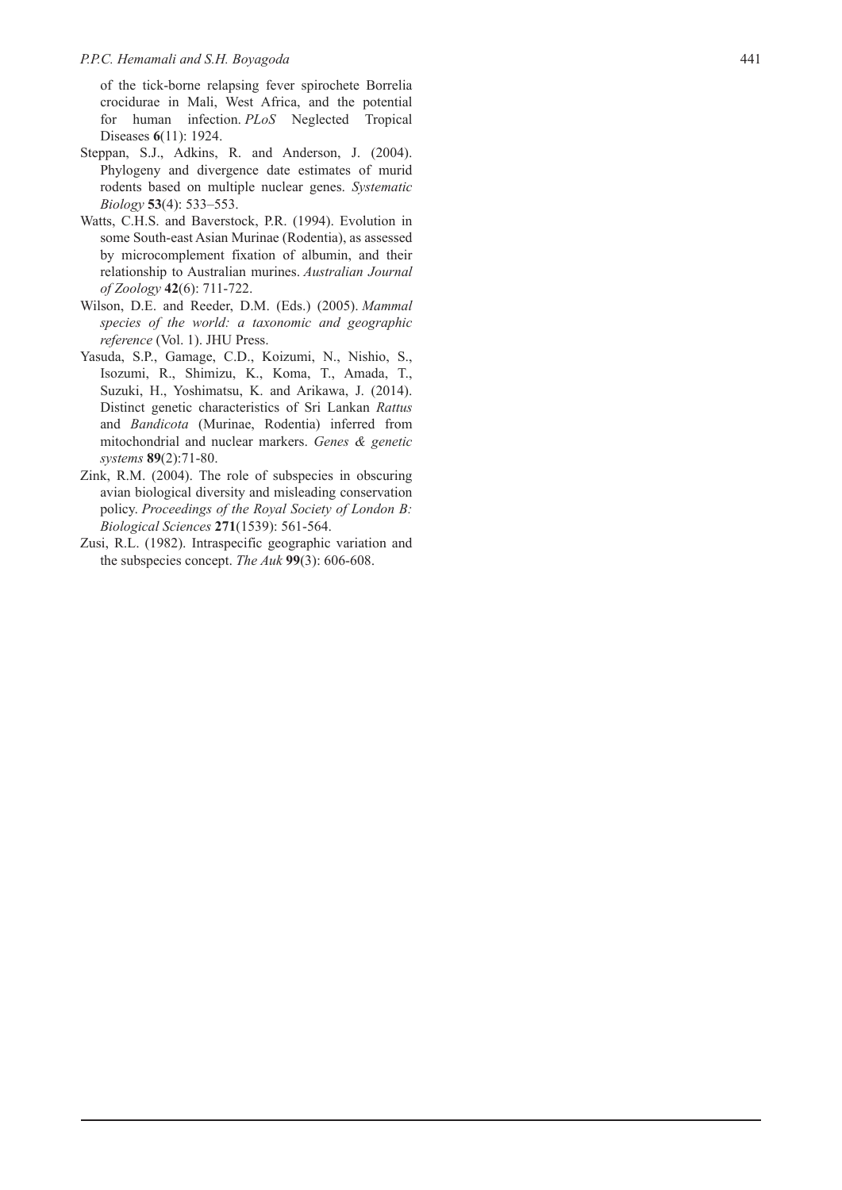of the tick-borne relapsing fever spirochete Borrelia crocidurae in Mali, West Africa, and the potential for human infection. *PLoS* Neglected Tropical Diseases **6**(11): 1924.

Steppan, S.J., Adkins, R. and Anderson, J. (2004). Phylogeny and divergence date estimates of murid rodents based on multiple nuclear genes. *Systematic Biology* **53**(4): 533–553.

Watts, C.H.S. and Baverstock, P.R. (1994). Evolution in some South-east Asian Murinae (Rodentia), as assessed by microcomplement fixation of albumin, and their relationship to Australian murines. *Australian Journal of Zoology* **42**(6): 711-722.

Wilson, D.E. and Reeder, D.M. (Eds.) (2005). *Mammal species of the world: a taxonomic and geographic reference* (Vol. 1). JHU Press.

Yasuda, S.P., Gamage, C.D., Koizumi, N., Nishio, S., Isozumi, R., Shimizu, K., Koma, T., Amada, T., Suzuki, H., Yoshimatsu, K. and Arikawa, J. (2014). Distinct genetic characteristics of Sri Lankan *Rattus* and *Bandicota* (Murinae, Rodentia) inferred from mitochondrial and nuclear markers. *Genes & genetic systems* **89**(2):71-80.

Zink, R.M. (2004). The role of subspecies in obscuring avian biological diversity and misleading conservation policy. *Proceedings of the Royal Society of London B: Biological Sciences* **271**(1539): 561-564.

Zusi, R.L. (1982). Intraspecific geographic variation and the subspecies concept. *The Auk* **99**(3): 606-608.